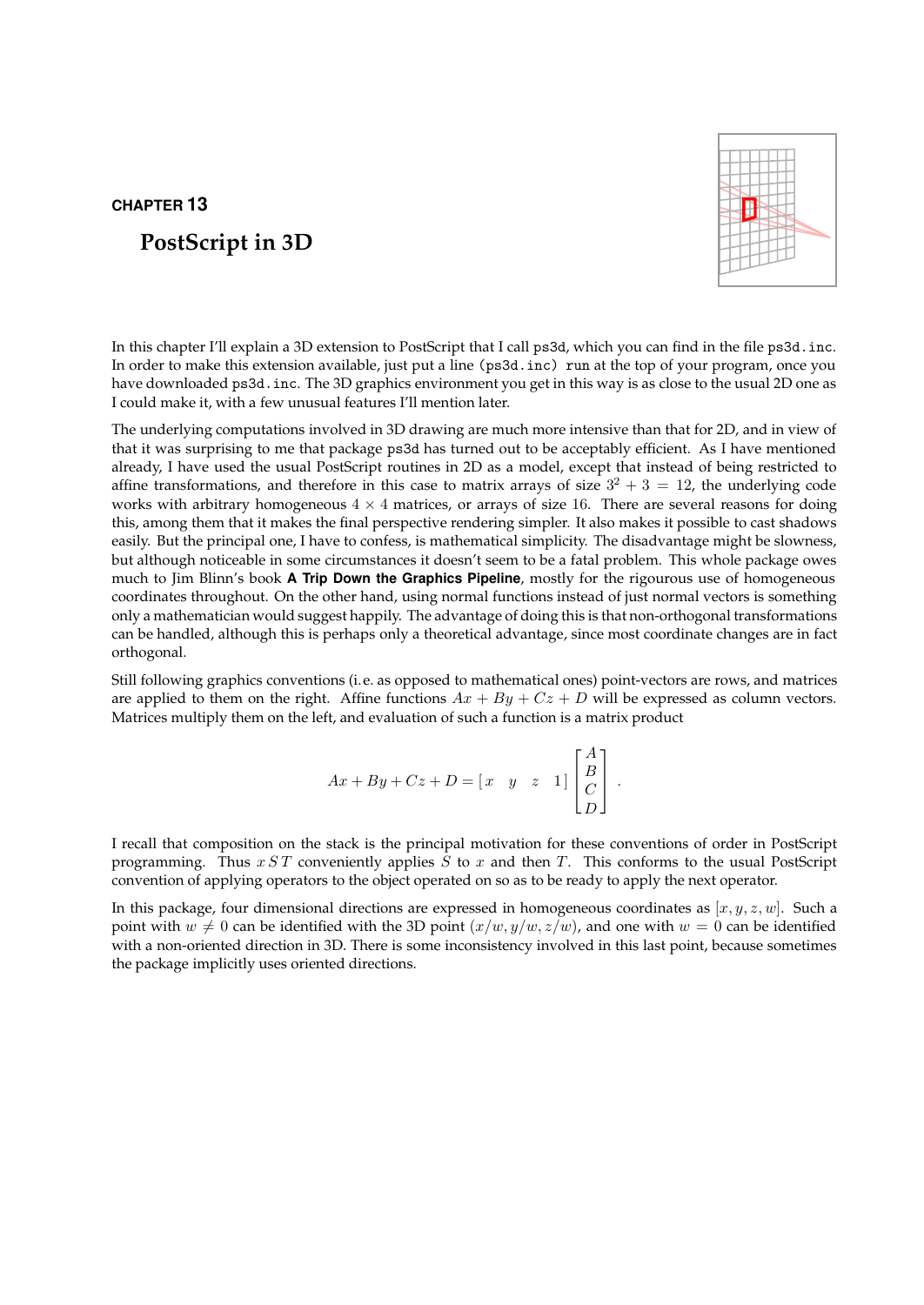CHAPTER 13

# PostScript in 3D

In this chapter I'll explain a 3D extension to PostScript that I call `ps3d`, which you can find in the file `ps3d.inc`. In order to make this extension available, just put a line `(ps3d.inc) run` at the top of your program, once you have downloaded `ps3d.inc`. The 3D graphics environment you get in this way is as close to the usual 2D one as I could make it, with a few unusual features I'll mention later.

The underlying computations involved in 3D drawing are much more intensive than that for 2D, and in view of that it was surprising to me that package `ps3d` has turned out to be acceptably efficient. As I have mentioned already, I have used the usual PostScript routines in 2D as a model, except that instead of being restricted to affine transformations, and therefore in this case to matrix arrays of size $3^2 + 3 = 12$, the underlying code works with arbitrary homogeneous $4 \times 4$ matrices, or arrays of size 16. There are several reasons for doing this, among them that it makes the final perspective rendering simpler. It also makes it possible to cast shadows easily. But the principal one, I have to confess, is mathematical simplicity. The disadvantage might be slowness, but although noticeable in some circumstances it doesn't seem to be a fatal problem. This whole package owes much to Jim Blinn's book **A Trip Down the Graphics Pipeline**, mostly for the rigourous use of homogeneous coordinates throughout. On the other hand, using normal functions instead of just normal vectors is something only a mathematician would suggest happily. The advantage of doing this is that non-orthogonal transformations can be handled, although this is perhaps only a theoretical advantage, since most coordinate changes are in fact orthogonal.

Still following graphics conventions (i. e. as opposed to mathematical ones) point-vectors are rows, and matrices are applied to them on the right. Affine functions $Ax + By + Cz + D$ will be expressed as column vectors. Matrices multiply them on the left, and evaluation of such a function is a matrix product

$$Ax + By + Cz + D = \begin{bmatrix} x & y & z & 1 \end{bmatrix} \begin{bmatrix} A \\ B \\ C \\ D \end{bmatrix} .$$

I recall that composition on the stack is the principal motivation for these conventions of order in PostScript programming. Thus $x\,S\,T$ conveniently applies $S$ to $x$ and then $T$. This conforms to the usual PostScript convention of applying operators to the object operated on so as to be ready to apply the next operator.

In this package, four dimensional directions are expressed in homogeneous coordinates as $[x, y, z, w]$. Such a point with $w \neq 0$ can be identified with the 3D point $(x/w, y/w, z/w)$, and one with $w = 0$ can be identified with a non-oriented direction in 3D. There is some inconsistency involved in this last point, because sometimes the package implicitly uses oriented directions.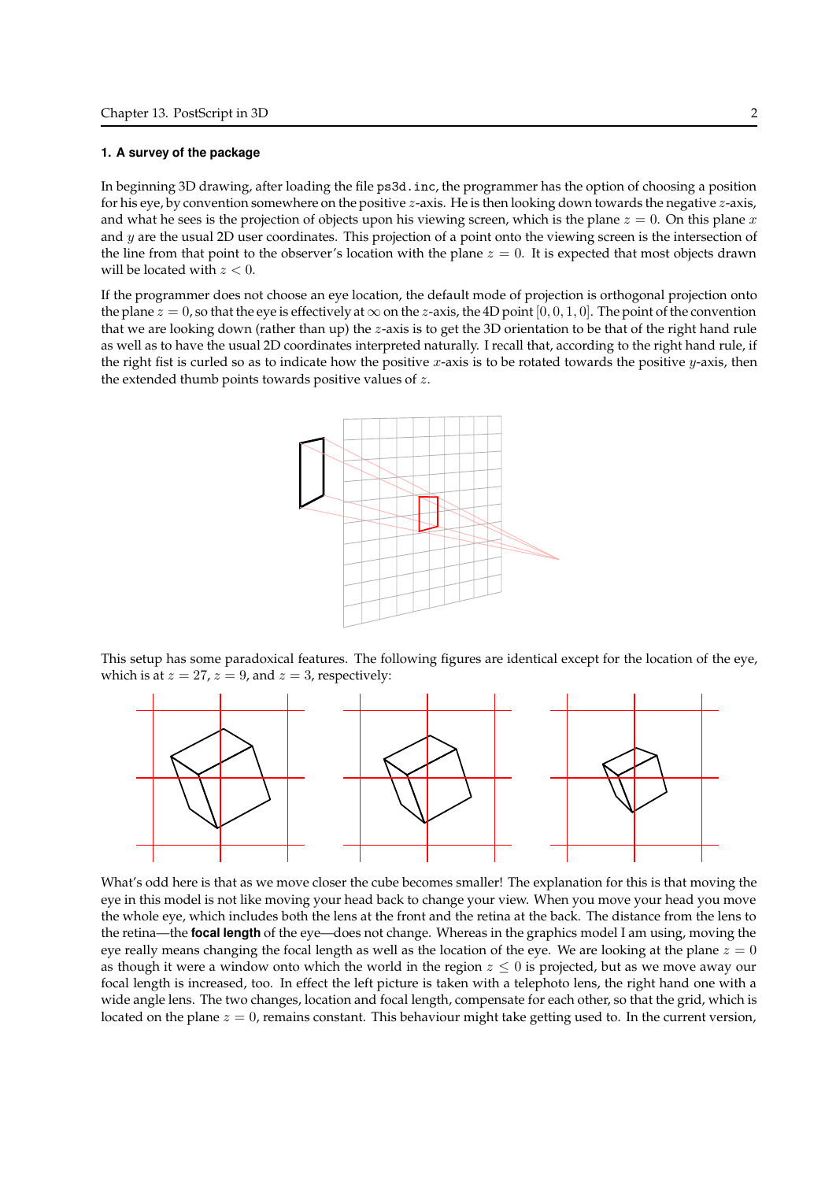## 1. A survey of the package

In beginning 3D drawing, after loading the file `ps3d.inc`, the programmer has the option of choosing a position for his eye, by convention somewhere on the positive $z$-axis. He is then looking down towards the negative $z$-axis, and what he sees is the projection of objects upon his viewing screen, which is the plane $z = 0$. On this plane $x$ and $y$ are the usual 2D user coordinates. This projection of a point onto the viewing screen is the intersection of the line from that point to the observer's location with the plane $z = 0$. It is expected that most objects drawn will be located with $z < 0$.

If the programmer does not choose an eye location, the default mode of projection is orthogonal projection onto the plane $z = 0$, so that the eye is effectively at $\infty$ on the $z$-axis, the 4D point $[0, 0, 1, 0]$. The point of the convention that we are looking down (rather than up) the $z$-axis is to get the 3D orientation to be that of the right hand rule as well as to have the usual 2D coordinates interpreted naturally. I recall that, according to the right hand rule, if the right fist is curled so as to indicate how the positive $x$-axis is to be rotated towards the positive $y$-axis, then the extended thumb points towards positive values of $z$.

This setup has some paradoxical features. The following figures are identical except for the location of the eye, which is at $z = 27$, $z = 9$, and $z = 3$, respectively:

What's odd here is that as we move closer the cube becomes smaller! The explanation for this is that moving the eye in this model is not like moving your head back to change your view. When you move your head you move the whole eye, which includes both the lens at the front and the retina at the back. The distance from the lens to the retina—the **focal length** of the eye—does not change. Whereas in the graphics model I am using, moving the eye really means changing the focal length as well as the location of the eye. We are looking at the plane $z = 0$ as though it were a window onto which the world in the region $z \leq 0$ is projected, but as we move away our focal length is increased, too. In effect the left picture is taken with a telephoto lens, the right hand one with a wide angle lens. The two changes, location and focal length, compensate for each other, so that the grid, which is located on the plane $z = 0$, remains constant. This behaviour might take getting used to. In the current version,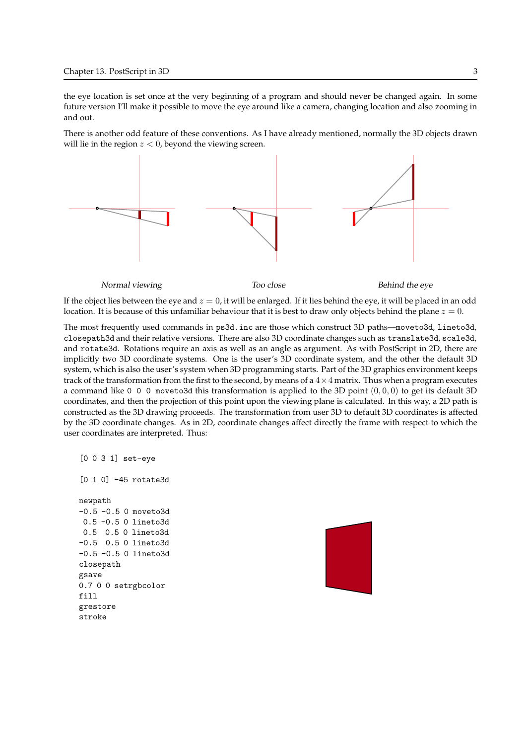the eye location is set once at the very beginning of a program and should never be changed again. In some future version I'll make it possible to move the eye around like a camera, changing location and also zooming in and out.

There is another odd feature of these conventions. As I have already mentioned, normally the 3D objects drawn will lie in the region $z < 0$, beyond the viewing screen.

*Normal viewing* *Too close* *Behind the eye*

If the object lies between the eye and $z = 0$, it will be enlarged. If it lies behind the eye, it will be placed in an odd location. It is because of this unfamiliar behaviour that it is best to draw only objects behind the plane $z = 0$.

The most frequently used commands in `ps3d.inc` are those which construct 3D paths—`moveto3d`, `lineto3d`, `closepath3d` and their relative versions. There are also 3D coordinate changes such as `translate3d`, `scale3d`, and `rotate3d`. Rotations require an axis as well as an angle as argument. As with PostScript in 2D, there are implicitly two 3D coordinate systems. One is the user's 3D coordinate system, and the other the default 3D system, which is also the user's system when 3D programming starts. Part of the 3D graphics environment keeps track of the transformation from the first to the second, by means of a $4 \times 4$ matrix. Thus when a program executes a command like `0 0 0 moveto3d` this transformation is applied to the 3D point $(0, 0, 0)$ to get its default 3D coordinates, and then the projection of this point upon the viewing plane is calculated. In this way, a 2D path is constructed as the 3D drawing proceeds. The transformation from user 3D to default 3D coordinates is affected by the 3D coordinate changes. As in 2D, coordinate changes affect directly the frame with respect to which the user coordinates are interpreted. Thus:

```
[0 0 3 1] set-eye

[0 1 0] -45 rotate3d

newpath
-0.5 -0.5 0 moveto3d
 0.5 -0.5 0 lineto3d
 0.5  0.5 0 lineto3d
-0.5  0.5 0 lineto3d
-0.5 -0.5 0 lineto3d
closepath
gsave
0.7 0 0 setrgbcolor
fill
grestore
stroke
```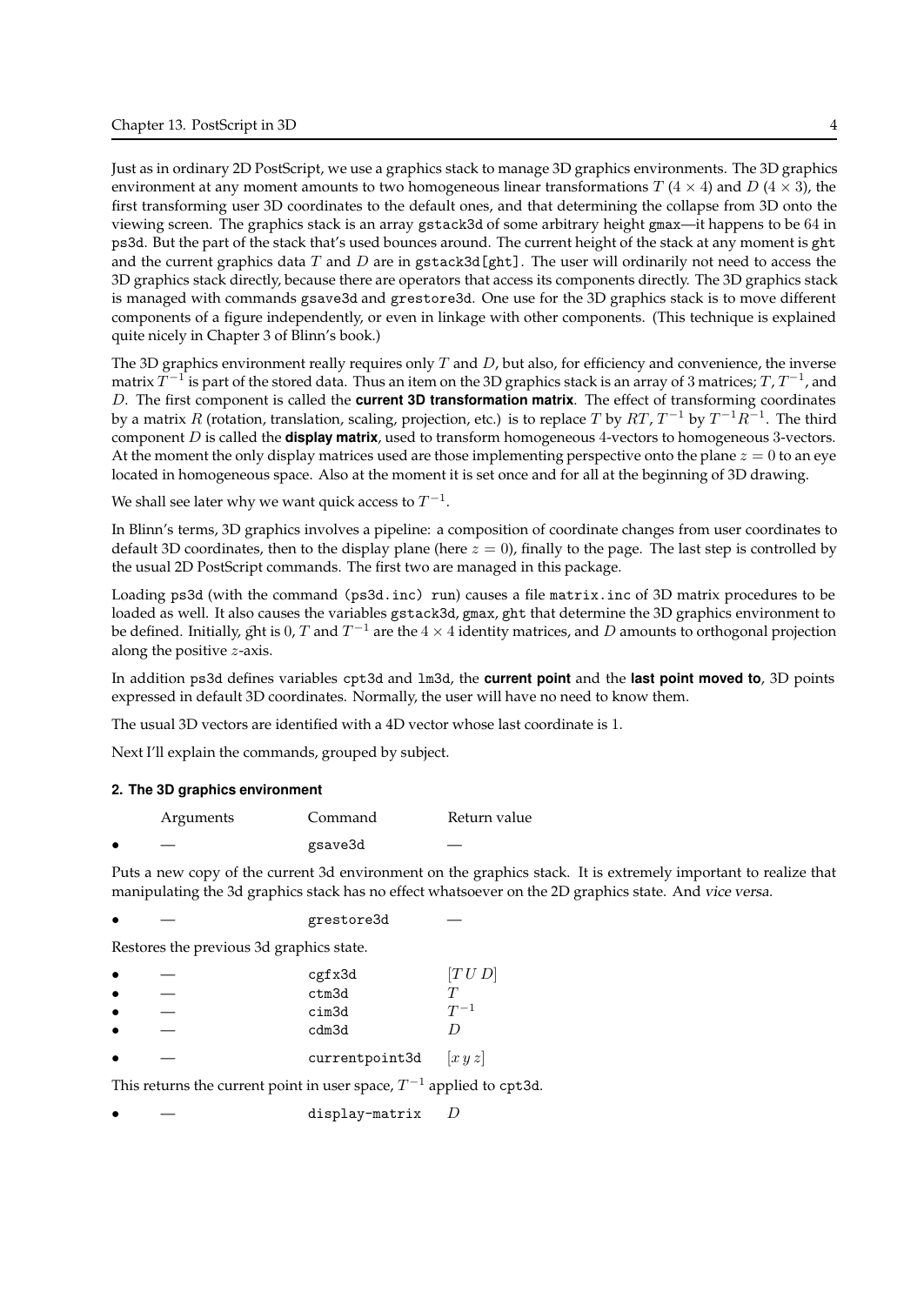Just as in ordinary 2D PostScript, we use a graphics stack to manage 3D graphics environments. The 3D graphics environment at any moment amounts to two homogeneous linear transformations $T$ ($4 \times 4$) and $D$ ($4 \times 3$), the first transforming user 3D coordinates to the default ones, and that determining the collapse from 3D onto the viewing screen. The graphics stack is an array `gstack3d` of some arbitrary height `gmax`—it happens to be 64 in `ps3d`. But the part of the stack that's used bounces around. The current height of the stack at any moment is `ght` and the current graphics data $T$ and $D$ are in `gstack3d[ght]`. The user will ordinarily not need to access the 3D graphics stack directly, because there are operators that access its components directly. The 3D graphics stack is managed with commands `gsave3d` and `grestore3d`. One use for the 3D graphics stack is to move different components of a figure independently, or even in linkage with other components. (This technique is explained quite nicely in Chapter 3 of Blinn's book.)

The 3D graphics environment really requires only $T$ and $D$, but also, for efficiency and convenience, the inverse matrix $T^{-1}$ is part of the stored data. Thus an item on the 3D graphics stack is an array of 3 matrices; $T$, $T^{-1}$, and $D$. The first component is called the **current 3D transformation matrix**. The effect of transforming coordinates by a matrix $R$ (rotation, translation, scaling, projection, etc.) is to replace $T$ by $RT$, $T^{-1}$ by $T^{-1}R^{-1}$. The third component $D$ is called the **display matrix**, used to transform homogeneous 4-vectors to homogeneous 3-vectors. At the moment the only display matrices used are those implementing perspective onto the plane $z = 0$ to an eye located in homogeneous space. Also at the moment it is set once and for all at the beginning of 3D drawing.

We shall see later why we want quick access to $T^{-1}$.

In Blinn's terms, 3D graphics involves a pipeline: a composition of coordinate changes from user coordinates to default 3D coordinates, then to the display plane (here $z = 0$), finally to the page. The last step is controlled by the usual 2D PostScript commands. The first two are managed in this package.

Loading `ps3d` (with the command `(ps3d.inc) run`) causes a file `matrix.inc` of 3D matrix procedures to be loaded as well. It also causes the variables `gstack3d`, `gmax`, `ght` that determine the 3D graphics environment to be defined. Initially, ght is 0, $T$ and $T^{-1}$ are the $4 \times 4$ identity matrices, and $D$ amounts to orthogonal projection along the positive $z$-axis.

In addition `ps3d` defines variables `cpt3d` and `lm3d`, the **current point** and the **last point moved to**, 3D points expressed in default 3D coordinates. Normally, the user will have no need to know them.

The usual 3D vectors are identified with a 4D vector whose last coordinate is 1.

Next I'll explain the commands, grouped by subject.

### 2. The 3D graphics environment

| | Arguments | Command | Return value |
|---|---|---|---|
| • | — | `gsave3d` | — |

Puts a new copy of the current 3d environment on the graphics stack. It is extremely important to realize that manipulating the 3d graphics stack has no effect whatsoever on the 2D graphics state. And *vice versa*.

| | Arguments | Command | Return value |
|---|---|---|---|
| • | — | `grestore3d` | — |

Restores the previous 3d graphics state.

| | Arguments | Command | Return value |
|---|---|---|---|
| • | — | `cgfx3d` | $[T\,U\,D]$ |
| • | — | `ctm3d` | $T$ |
| • | — | `cim3d` | $T^{-1}$ |
| • | — | `cdm3d` | $D$ |
| • | — | `currentpoint3d` | $[x\,y\,z]$ |

This returns the current point in user space, $T^{-1}$ applied to `cpt3d`.

| | Arguments | Command | Return value |
|---|---|---|---|
| • | — | `display-matrix` | $D$ |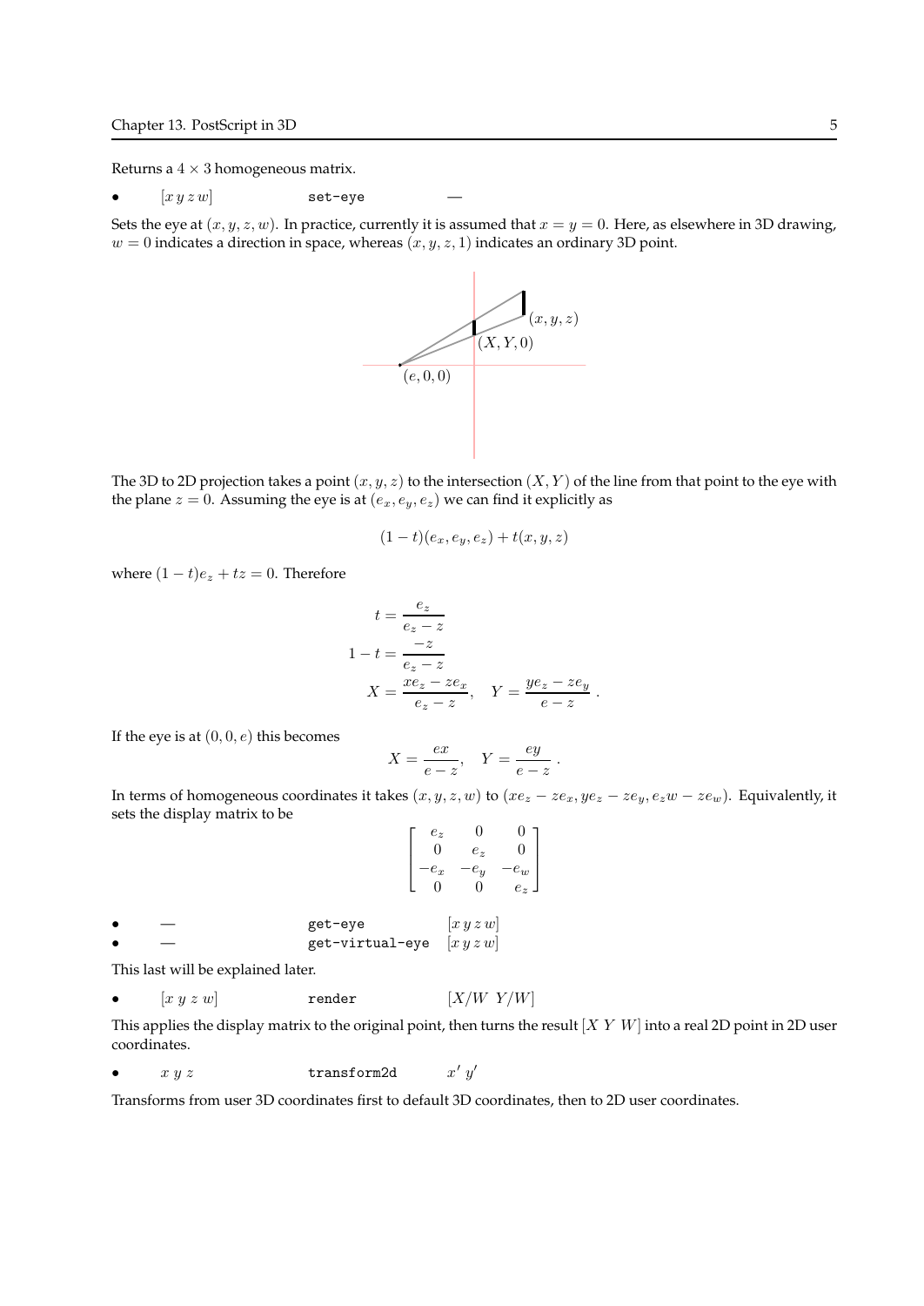Returns a $4 \times 3$ homogeneous matrix.

- $[x\,y\,z\,w]$ `set-eye` —

Sets the eye at $(x, y, z, w)$. In practice, currently it is assumed that $x = y = 0$. Here, as elsewhere in 3D drawing, $w = 0$ indicates a direction in space, whereas $(x, y, z, 1)$ indicates an ordinary 3D point.

The 3D to 2D projection takes a point $(x, y, z)$ to the intersection $(X, Y)$ of the line from that point to the eye with the plane $z = 0$. Assuming the eye is at $(e_x, e_y, e_z)$ we can find it explicitly as

$$(1-t)(e_x, e_y, e_z) + t(x, y, z)$$

where $(1-t)e_z + tz = 0$. Therefore

$$\begin{aligned} t &= \frac{e_z}{e_z - z} \\ 1 - t &= \frac{-z}{e_z - z} \\ X &= \frac{xe_z - ze_x}{e_z - z}, \quad Y = \frac{ye_z - ze_y}{e - z}\,. \end{aligned}$$

If the eye is at $(0, 0, e)$ this becomes

$$X = \frac{ex}{e - z}, \quad Y = \frac{ey}{e - z}\,.$$

In terms of homogeneous coordinates it takes $(x, y, z, w)$ to $(xe_z - ze_x, ye_z - ze_y, e_z w - ze_w)$. Equivalently, it sets the display matrix to be

$$\begin{bmatrix} e_z & 0 & 0 \\ 0 & e_z & 0 \\ -e_x & -e_y & -e_w \\ 0 & 0 & e_z \end{bmatrix}$$

- — `get-eye` $[x\,y\,z\,w]$
- — `get-virtual-eye` $[x\,y\,z\,w]$

This last will be explained later.

- $[x\ y\ z\ w]$ `render` $[X/W\ \ Y/W]$

This applies the display matrix to the original point, then turns the result $[X\ Y\ W]$ into a real 2D point in 2D user coordinates.

- $x\ y\ z$ `transform2d` $x'\ y'$

Transforms from user 3D coordinates first to default 3D coordinates, then to 2D user coordinates.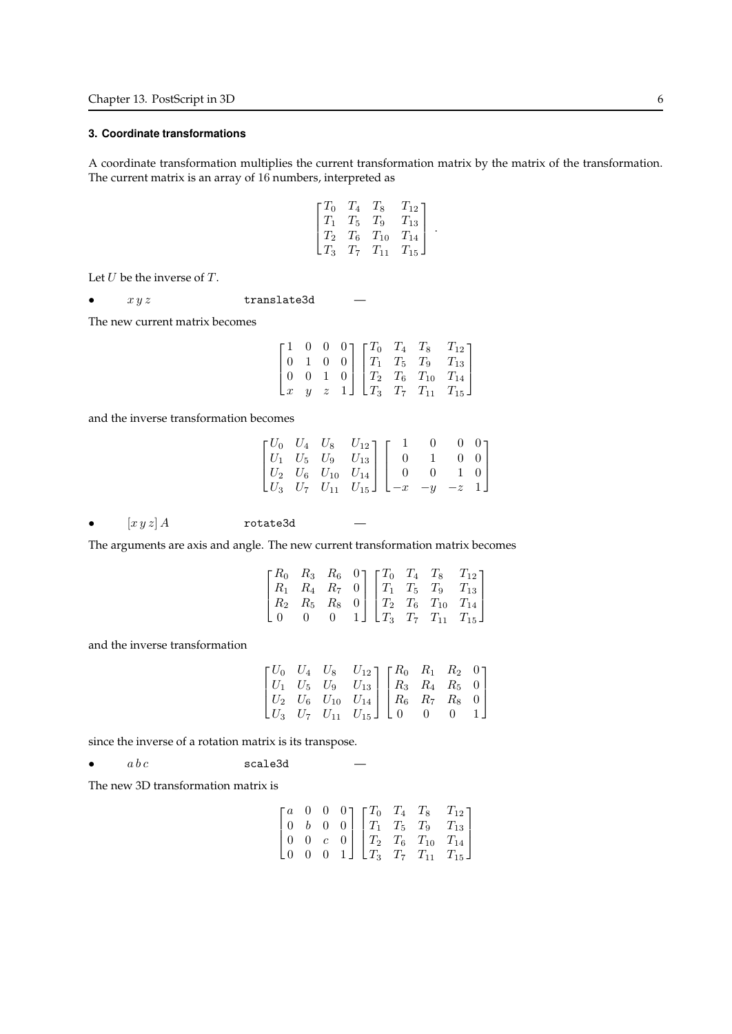### 3. Coordinate transformations

A coordinate transformation multiplies the current transformation matrix by the matrix of the transformation. The current matrix is an array of 16 numbers, interpreted as

$$\begin{bmatrix} T_0 & T_4 & T_8 & T_{12} \\ T_1 & T_5 & T_9 & T_{13} \\ T_2 & T_6 & T_{10} & T_{14} \\ T_3 & T_7 & T_{11} & T_{15} \end{bmatrix}.$$

Let $U$ be the inverse of $T$.

- $x\,y\,z$ `translate3d` —

The new current matrix becomes

$$\begin{bmatrix} 1 & 0 & 0 & 0 \\ 0 & 1 & 0 & 0 \\ 0 & 0 & 1 & 0 \\ x & y & z & 1 \end{bmatrix} \begin{bmatrix} T_0 & T_4 & T_8 & T_{12} \\ T_1 & T_5 & T_9 & T_{13} \\ T_2 & T_6 & T_{10} & T_{14} \\ T_3 & T_7 & T_{11} & T_{15} \end{bmatrix}$$

and the inverse transformation becomes

$$\begin{bmatrix} U_0 & U_4 & U_8 & U_{12} \\ U_1 & U_5 & U_9 & U_{13} \\ U_2 & U_6 & U_{10} & U_{14} \\ U_3 & U_7 & U_{11} & U_{15} \end{bmatrix} \begin{bmatrix} 1 & 0 & 0 & 0 \\ 0 & 1 & 0 & 0 \\ 0 & 0 & 1 & 0 \\ -x & -y & -z & 1 \end{bmatrix}$$

- $[x\,y\,z]\,A$ `rotate3d` —

The arguments are axis and angle. The new current transformation matrix becomes

$$\begin{bmatrix} R_0 & R_3 & R_6 & 0 \\ R_1 & R_4 & R_7 & 0 \\ R_2 & R_5 & R_8 & 0 \\ 0 & 0 & 0 & 1 \end{bmatrix} \begin{bmatrix} T_0 & T_4 & T_8 & T_{12} \\ T_1 & T_5 & T_9 & T_{13} \\ T_2 & T_6 & T_{10} & T_{14} \\ T_3 & T_7 & T_{11} & T_{15} \end{bmatrix}$$

and the inverse transformation

$$\begin{bmatrix} U_0 & U_4 & U_8 & U_{12} \\ U_1 & U_5 & U_9 & U_{13} \\ U_2 & U_6 & U_{10} & U_{14} \\ U_3 & U_7 & U_{11} & U_{15} \end{bmatrix} \begin{bmatrix} R_0 & R_1 & R_2 & 0 \\ R_3 & R_4 & R_5 & 0 \\ R_6 & R_7 & R_8 & 0 \\ 0 & 0 & 0 & 1 \end{bmatrix}$$

since the inverse of a rotation matrix is its transpose.

- $a\,b\,c$ `scale3d` —

The new 3D transformation matrix is

$$\begin{bmatrix} a & 0 & 0 & 0 \\ 0 & b & 0 & 0 \\ 0 & 0 & c & 0 \\ 0 & 0 & 0 & 1 \end{bmatrix} \begin{bmatrix} T_0 & T_4 & T_8 & T_{12} \\ T_1 & T_5 & T_9 & T_{13} \\ T_2 & T_6 & T_{10} & T_{14} \\ T_3 & T_7 & T_{11} & T_{15} \end{bmatrix}$$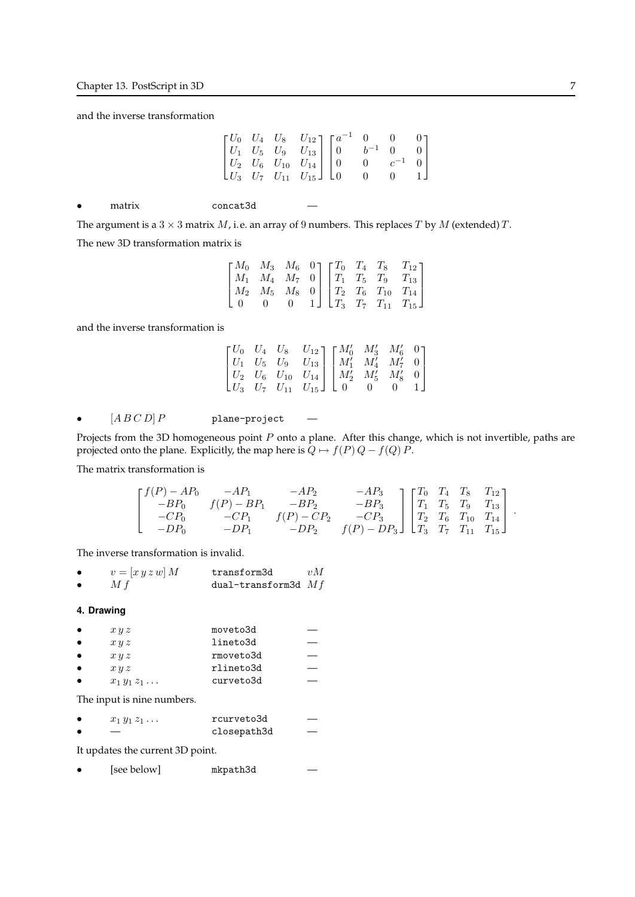and the inverse transformation

$$
\begin{bmatrix} U_0 & U_4 & U_8 & U_{12} \\ U_1 & U_5 & U_9 & U_{13} \\ U_2 & U_6 & U_{10} & U_{14} \\ U_3 & U_7 & U_{11} & U_{15} \end{bmatrix}
\begin{bmatrix} a^{-1} & 0 & 0 & 0 \\ 0 & b^{-1} & 0 & 0 \\ 0 & 0 & c^{-1} & 0 \\ 0 & 0 & 0 & 1 \end{bmatrix}
$$

- matrix `concat3d` —

The argument is a $3 \times 3$ matrix $M$, i.e. an array of 9 numbers. This replaces $T$ by $M$ (extended) $T$.

The new 3D transformation matrix is

$$
\begin{bmatrix} M_0 & M_3 & M_6 & 0 \\ M_1 & M_4 & M_7 & 0 \\ M_2 & M_5 & M_8 & 0 \\ 0 & 0 & 0 & 1 \end{bmatrix}
\begin{bmatrix} T_0 & T_4 & T_8 & T_{12} \\ T_1 & T_5 & T_9 & T_{13} \\ T_2 & T_6 & T_{10} & T_{14} \\ T_3 & T_7 & T_{11} & T_{15} \end{bmatrix}
$$

and the inverse transformation is

$$
\begin{bmatrix} U_0 & U_4 & U_8 & U_{12} \\ U_1 & U_5 & U_9 & U_{13} \\ U_2 & U_6 & U_{10} & U_{14} \\ U_3 & U_7 & U_{11} & U_{15} \end{bmatrix}
\begin{bmatrix} M'_0 & M'_3 & M'_6 & 0 \\ M'_1 & M'_4 & M'_7 & 0 \\ M'_2 & M'_5 & M'_8 & 0 \\ 0 & 0 & 0 & 1 \end{bmatrix}
$$

- $[A\,B\,C\,D]\,P$ `plane-project` —

Projects from the 3D homogeneous point $P$ onto a plane. After this change, which is not invertible, paths are projected onto the plane. Explicitly, the map here is $Q \mapsto f(P)\,Q - f(Q)\,P$.

The matrix transformation is

$$
\begin{bmatrix} f(P) - AP_0 & -AP_1 & -AP_2 & -AP_3 \\ -BP_0 & f(P) - BP_1 & -BP_2 & -BP_3 \\ -CP_0 & -CP_1 & f(P) - CP_2 & -CP_3 \\ -DP_0 & -DP_1 & -DP_2 & f(P) - DP_3 \end{bmatrix}
\begin{bmatrix} T_0 & T_4 & T_8 & T_{12} \\ T_1 & T_5 & T_9 & T_{13} \\ T_2 & T_6 & T_{10} & T_{14} \\ T_3 & T_7 & T_{11} & T_{15} \end{bmatrix} .
$$

The inverse transformation is invalid.

- $v = [x\,y\,z\,w]\,M$ `transform3d` $vM$
- $M\,f$ `dual-transform3d` $Mf$

#### 4. Drawing

- $x\,y\,z$ `moveto3d` —
- $x\,y\,z$ `lineto3d` —
- $x\,y\,z$ `rmoveto3d` —
- $x\,y\,z$ `rlineto3d` —
- $x_1\,y_1\,z_1 \ldots$ `curveto3d` —

The input is nine numbers.

- $x_1\,y_1\,z_1 \ldots$ `rcurveto3d` —
- — `closepath3d` —

It updates the current 3D point.

- [see below] `mkpath3d` —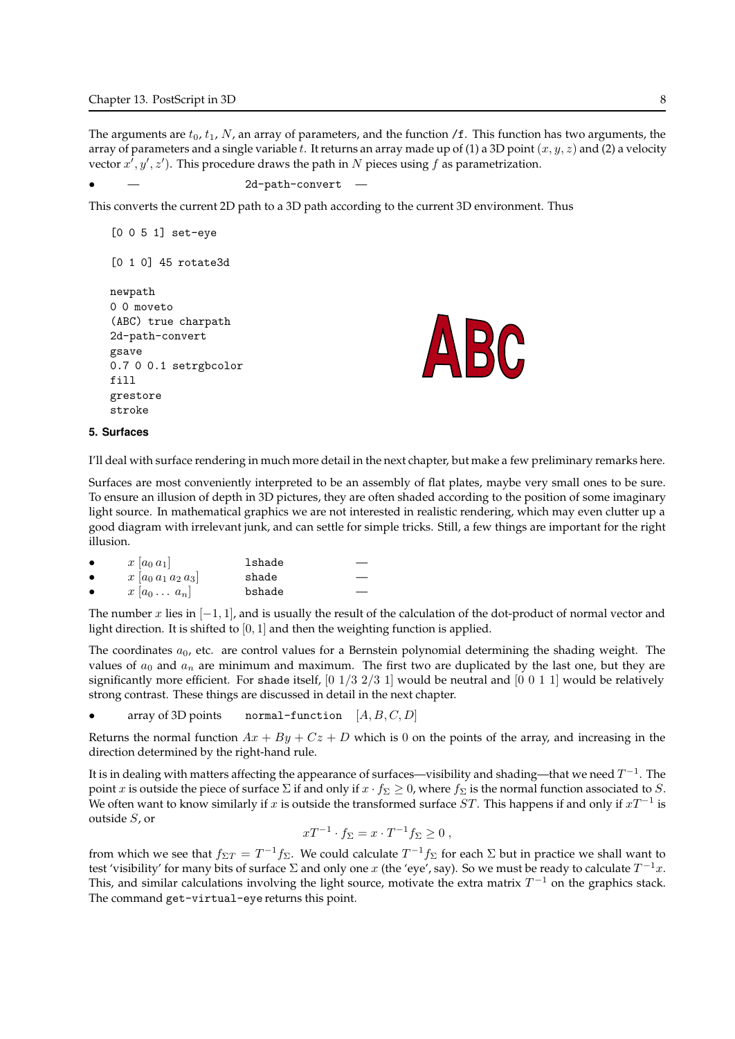The arguments are $t_0$, $t_1$, $N$, an array of parameters, and the function `/f`. This function has two arguments, the array of parameters and a single variable $t$. It returns an array made up of (1) a 3D point $(x, y, z)$ and (2) a velocity vector $x', y', z')$. This procedure draws the path in $N$ pieces using $f$ as parametrization.

- — `2d-path-convert` —

This converts the current 2D path to a 3D path according to the current 3D environment. Thus

```
[0 0 5 1] set-eye

[0 1 0] 45 rotate3d

newpath
0 0 moveto
(ABC) true charpath
2d-path-convert
gsave
0.7 0 0.1 setrgbcolor
fill
grestore
stroke
```

**5. Surfaces**

I'll deal with surface rendering in much more detail in the next chapter, but make a few preliminary remarks here.

Surfaces are most conveniently interpreted to be an assembly of flat plates, maybe very small ones to be sure. To ensure an illusion of depth in 3D pictures, they are often shaded according to the position of some imaginary light source. In mathematical graphics we are not interested in realistic rendering, which may even clutter up a good diagram with irrelevant junk, and can settle for simple tricks. Still, a few things are important for the right illusion.

- $x$ $[a_0\, a_1]$ `lshade` —
- $x$ $[a_0\, a_1\, a_2\, a_3]$ `shade` —
- $x$ $[a_0 \ldots\, a_n]$ `bshade` —

The number $x$ lies in $[-1, 1]$, and is usually the result of the calculation of the dot-product of normal vector and light direction. It is shifted to $[0, 1]$ and then the weighting function is applied.

The coordinates $a_0$, etc. are control values for a Bernstein polynomial determining the shading weight. The values of $a_0$ and $a_n$ are minimum and maximum. The first two are duplicated by the last one, but they are significantly more efficient. For `shade` itself, $[0\ 1/3\ 2/3\ 1]$ would be neutral and $[0\ 0\ 1\ 1]$ would be relatively strong contrast. These things are discussed in detail in the next chapter.

- array of 3D points `normal-function` $[A, B, C, D]$

Returns the normal function $Ax + By + Cz + D$ which is $0$ on the points of the array, and increasing in the direction determined by the right-hand rule.

It is in dealing with matters affecting the appearance of surfaces—visibility and shading—that we need $T^{-1}$. The point $x$ is outside the piece of surface $\Sigma$ if and only if $x \cdot f_\Sigma \geq 0$, where $f_\Sigma$ is the normal function associated to $S$. We often want to know similarly if $x$ is outside the transformed surface $ST$. This happens if and only if $xT^{-1}$ is outside $S$, or

$$xT^{-1} \cdot f_\Sigma = x \cdot T^{-1} f_\Sigma \geq 0\ ,$$

from which we see that $f_{\Sigma T} = T^{-1} f_\Sigma$. We could calculate $T^{-1} f_\Sigma$ for each $\Sigma$ but in practice we shall want to test 'visibility' for many bits of surface $\Sigma$ and only one $x$ (the 'eye', say). So we must be ready to calculate $T^{-1}x$. This, and similar calculations involving the light source, motivate the extra matrix $T^{-1}$ on the graphics stack. The command `get-virtual-eye` returns this point.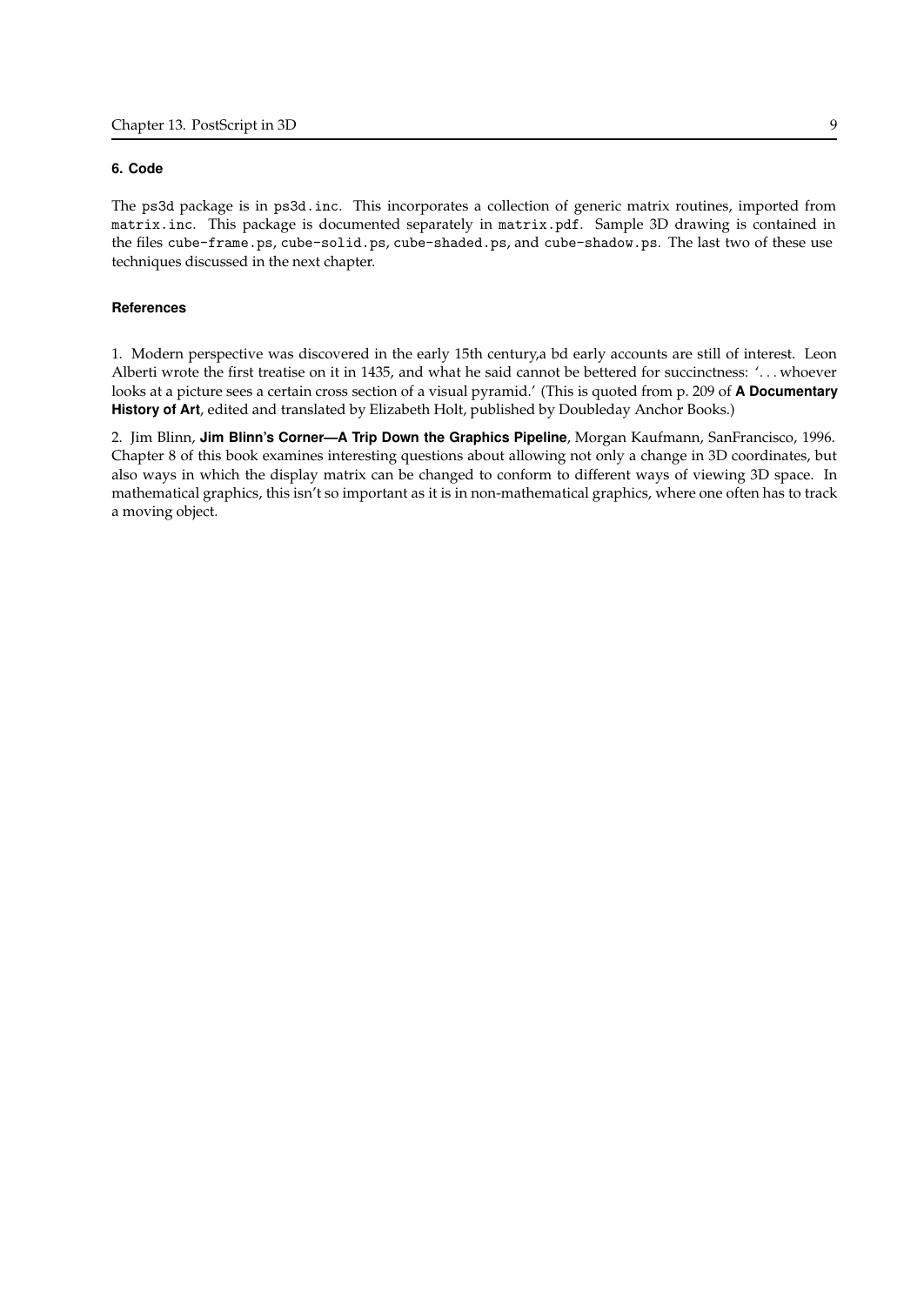#### 6. Code

The ps3d package is in `ps3d.inc`. This incorporates a collection of generic matrix routines, imported from `matrix.inc`. This package is documented separately in `matrix.pdf`. Sample 3D drawing is contained in the files `cube-frame.ps`, `cube-solid.ps`, `cube-shaded.ps`, and `cube-shadow.ps`. The last two of these use techniques discussed in the next chapter.

#### References

1. Modern perspective was discovered in the early 15th century,a bd early accounts are still of interest. Leon Alberti wrote the first treatise on it in 1435, and what he said cannot be bettered for succinctness: '. . . whoever looks at a picture sees a certain cross section of a visual pyramid.' (This is quoted from p. 209 of **A Documentary History of Art**, edited and translated by Elizabeth Holt, published by Doubleday Anchor Books.)

2. Jim Blinn, **Jim Blinn's Corner—A Trip Down the Graphics Pipeline**, Morgan Kaufmann, SanFrancisco, 1996. Chapter 8 of this book examines interesting questions about allowing not only a change in 3D coordinates, but also ways in which the display matrix can be changed to conform to different ways of viewing 3D space. In mathematical graphics, this isn't so important as it is in non-mathematical graphics, where one often has to track a moving object.